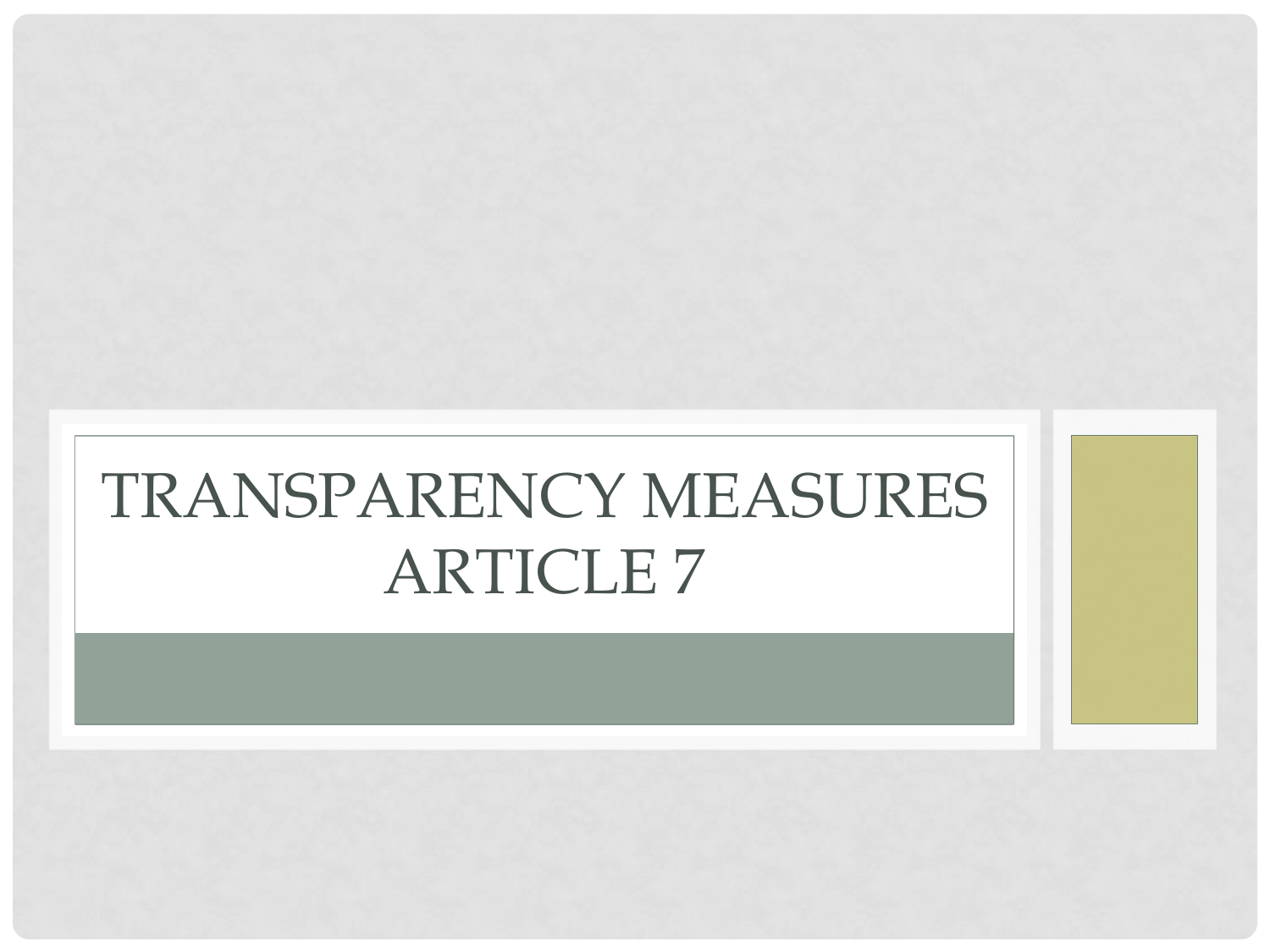# TRANSPARENCY MEASURES ARTICLE 7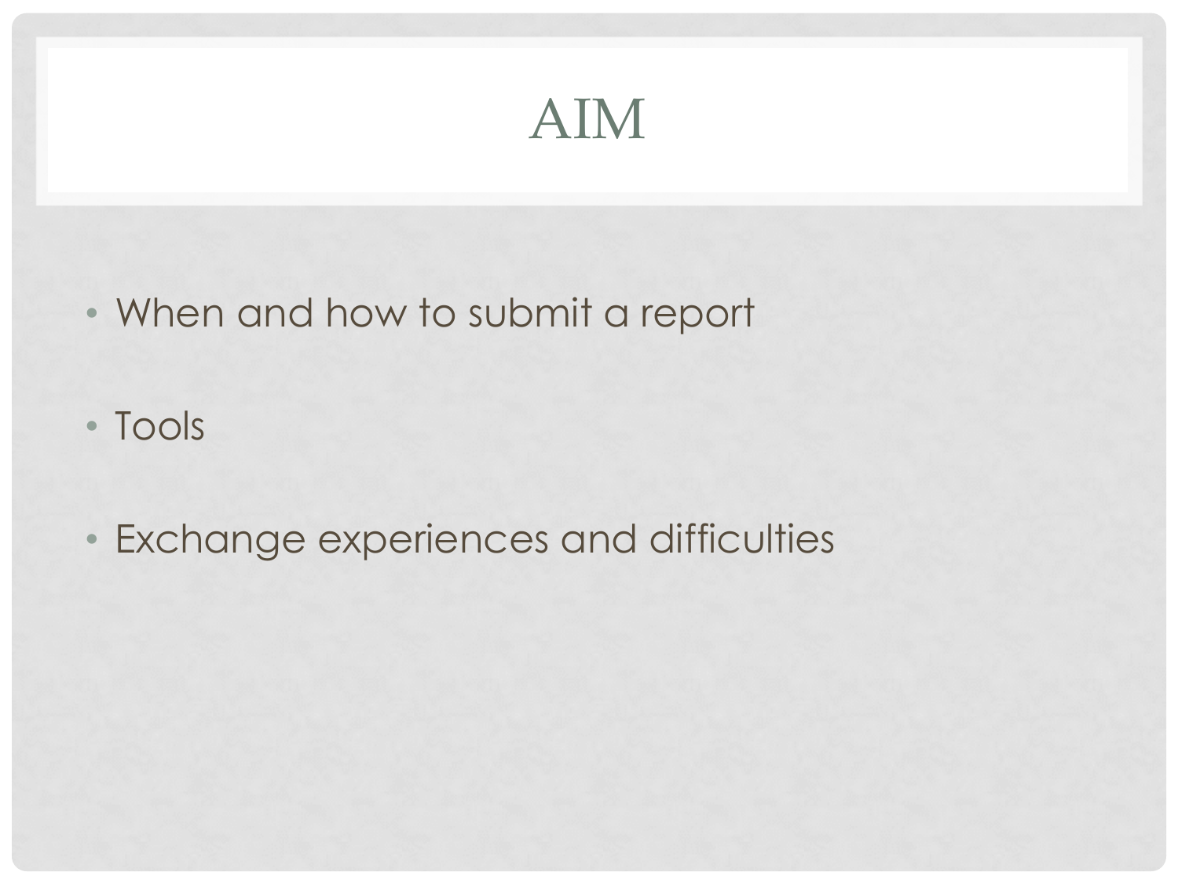# AIM

- When and how to submit a report
- Tools
- Exchange experiences and difficulties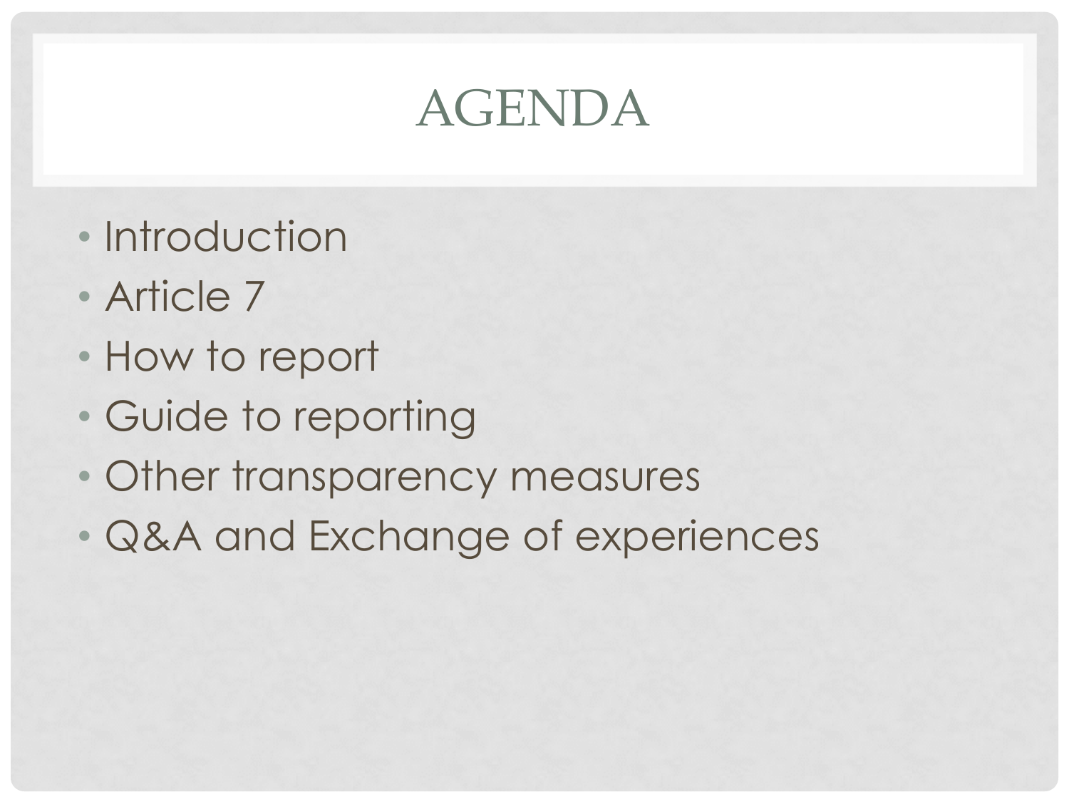# AGENDA

- Introduction
- Article 7
- How to report
- Guide to reporting
- Other transparency measures
- Q&A and Exchange of experiences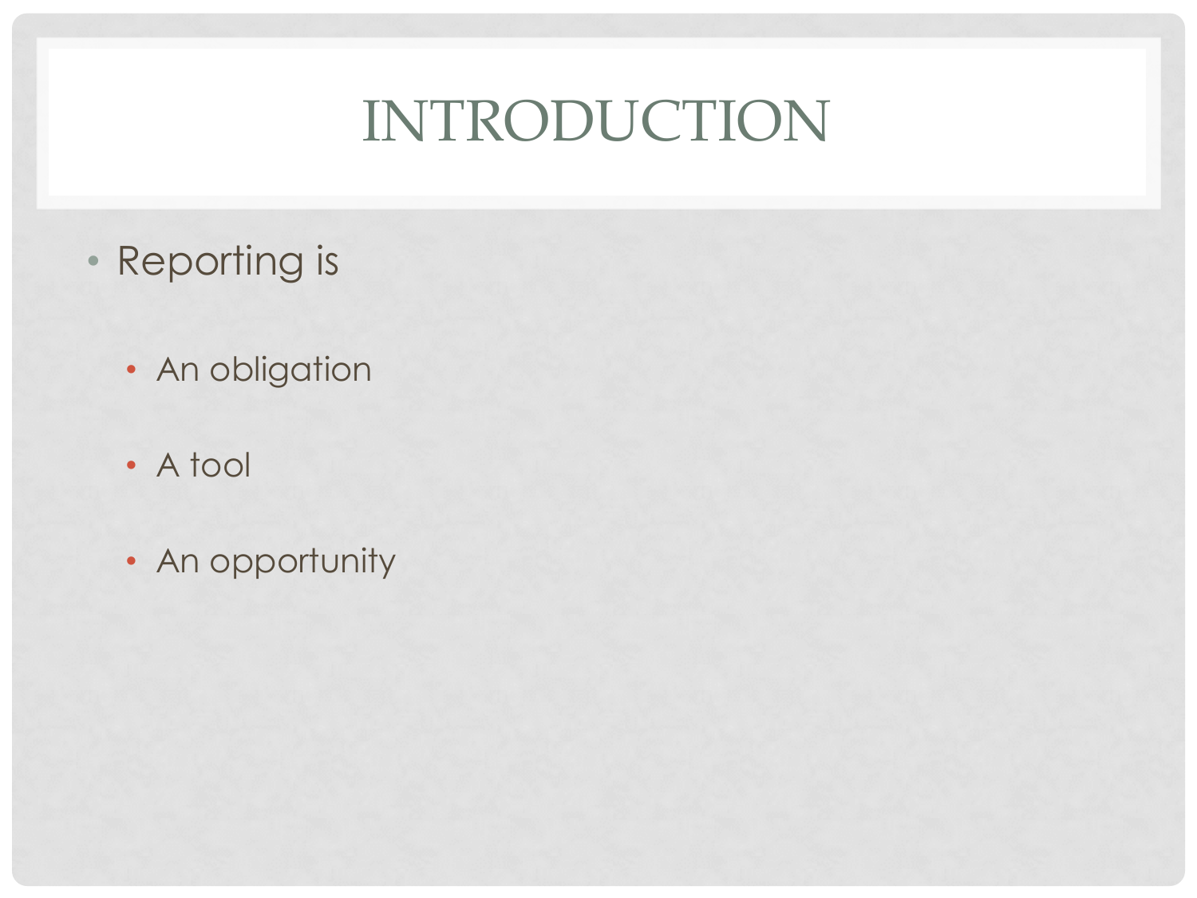# INTRODUCTION

- Reporting is
  - An obligation
  - A tool
  - An opportunity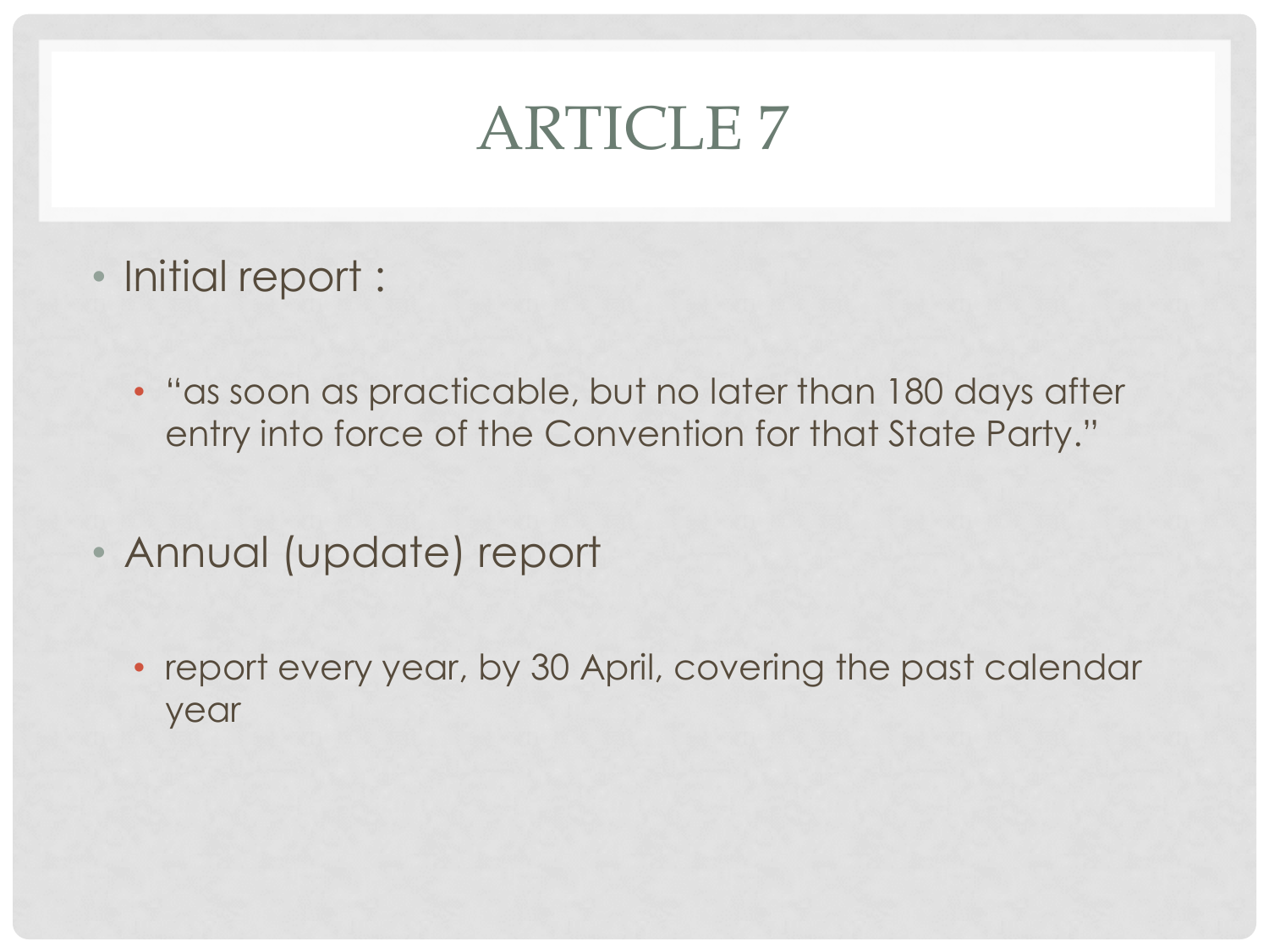# ARTICLE 7

- Initial report :
  - "as soon as practicable, but no later than 180 days after entry into force of the Convention for that State Party."
- Annual (update) report
  - report every year, by 30 April, covering the past calendar year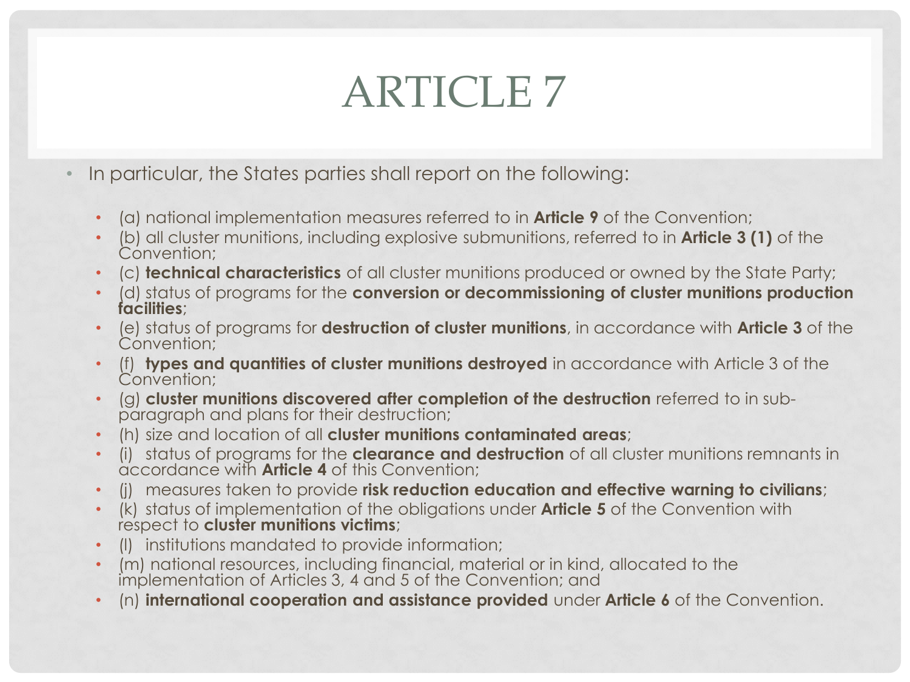# ARTICLE 7

- In particular, the States parties shall report on the following:
  - (a) national implementation measures referred to in **Article 9** of the Convention;
  - (b) all cluster munitions, including explosive submunitions, referred to in **Article 3 (1)** of the Convention;
  - (c) **technical characteristics** of all cluster munitions produced or owned by the State Party;
  - (d) status of programs for the **conversion or decommissioning of cluster munitions production facilities**;
  - (e) status of programs for **destruction of cluster munitions**, in accordance with **Article 3** of the Convention;
  - (f) **types and quantities of cluster munitions destroyed** in accordance with Article 3 of the Convention;
  - (g) **cluster munitions discovered after completion of the destruction** referred to in sub-paragraph and plans for their destruction;
  - (h) size and location of all **cluster munitions contaminated areas**;
  - (i) status of programs for the **clearance and destruction** of all cluster munitions remnants in accordance with **Article 4** of this Convention;
  - (j) measures taken to provide **risk reduction education and effective warning to civilians**;
  - (k) status of implementation of the obligations under **Article 5** of the Convention with respect to **cluster munitions victims**;
  - (l) institutions mandated to provide information;
  - (m) national resources, including financial, material or in kind, allocated to the implementation of Articles 3, 4 and 5 of the Convention; and
  - (n) **international cooperation and assistance provided** under **Article 6** of the Convention.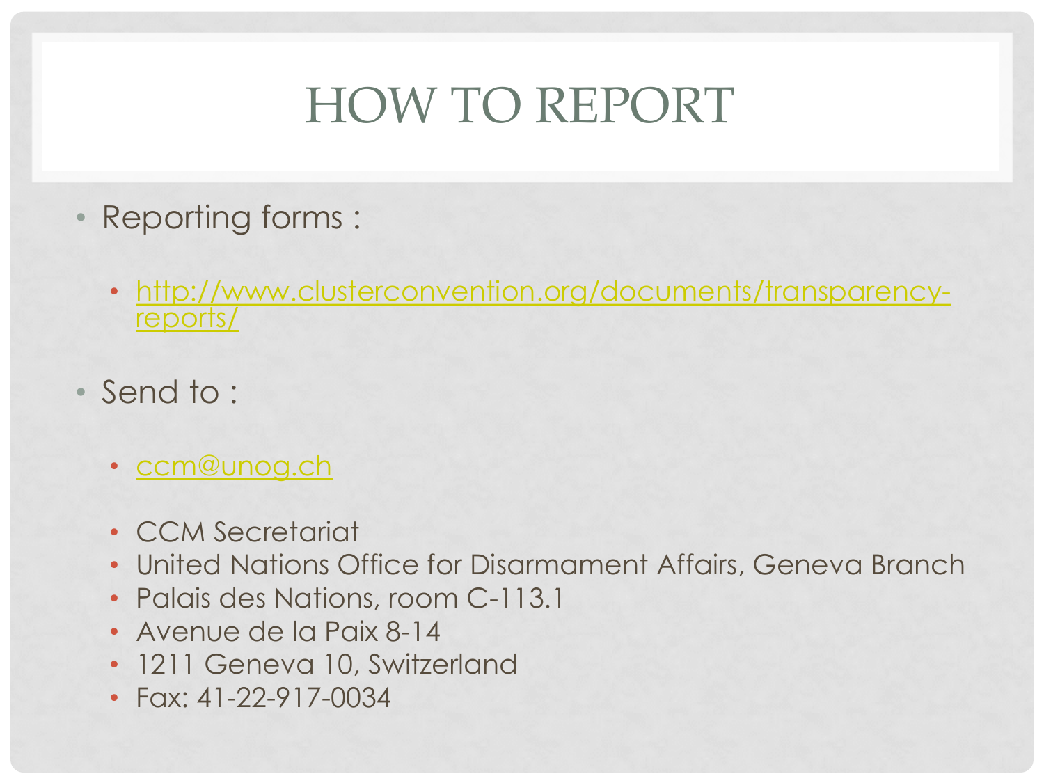# HOW TO REPORT

- Reporting forms :
  - [http://www.clusterconvention.org/documents/transparency-reports/](http://www.clusterconvention.org/documents/transparency-reports/)
- Send to :
  - [ccm@unog.ch](mailto:ccm@unog.ch)
  - CCM Secretariat
  - United Nations Office for Disarmament Affairs, Geneva Branch
  - Palais des Nations, room C-113.1
  - Avenue de la Paix 8-14
  - 1211 Geneva 10, Switzerland
  - Fax: 41-22-917-0034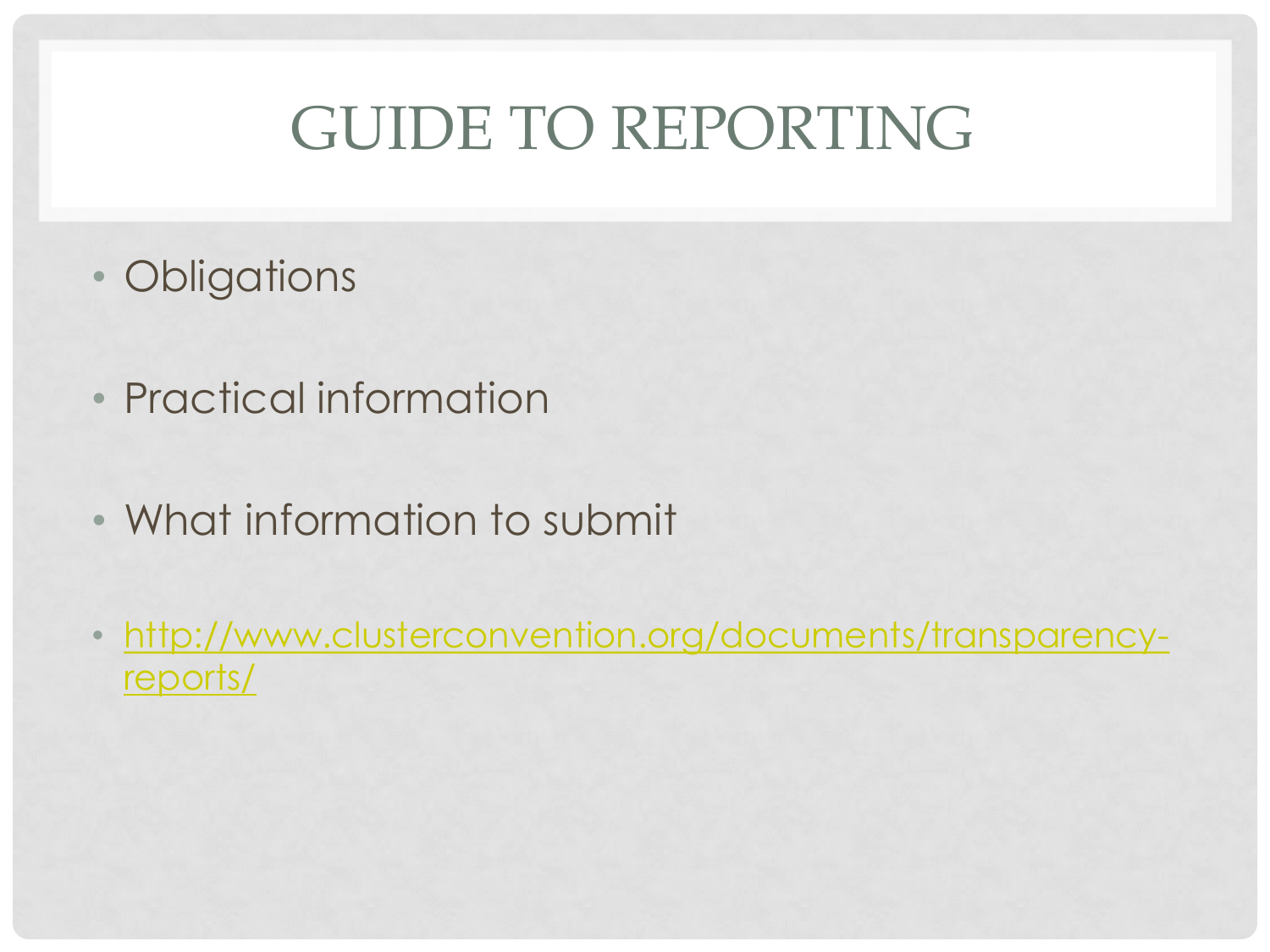# GUIDE TO REPORTING

- Obligations
- Practical information
- What information to submit
- http://www.clusterconvention.org/documents/transparency-reports/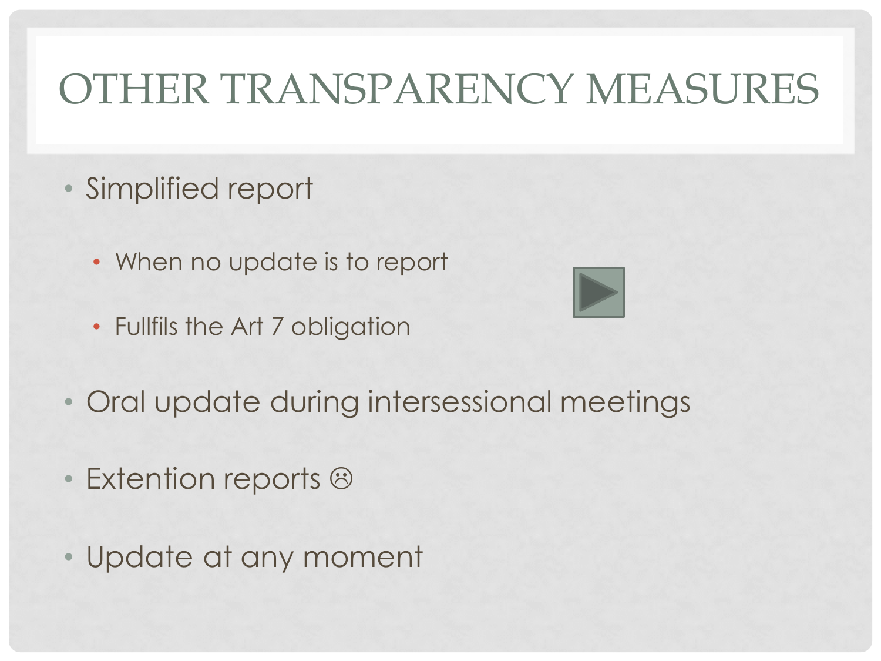# OTHER TRANSPARENCY MEASURES

- Simplified report
  - When no update is to report
  - Fullfils the Art 7 obligation
- Oral update during intersessional meetings
- Extention reports ☹
- Update at any moment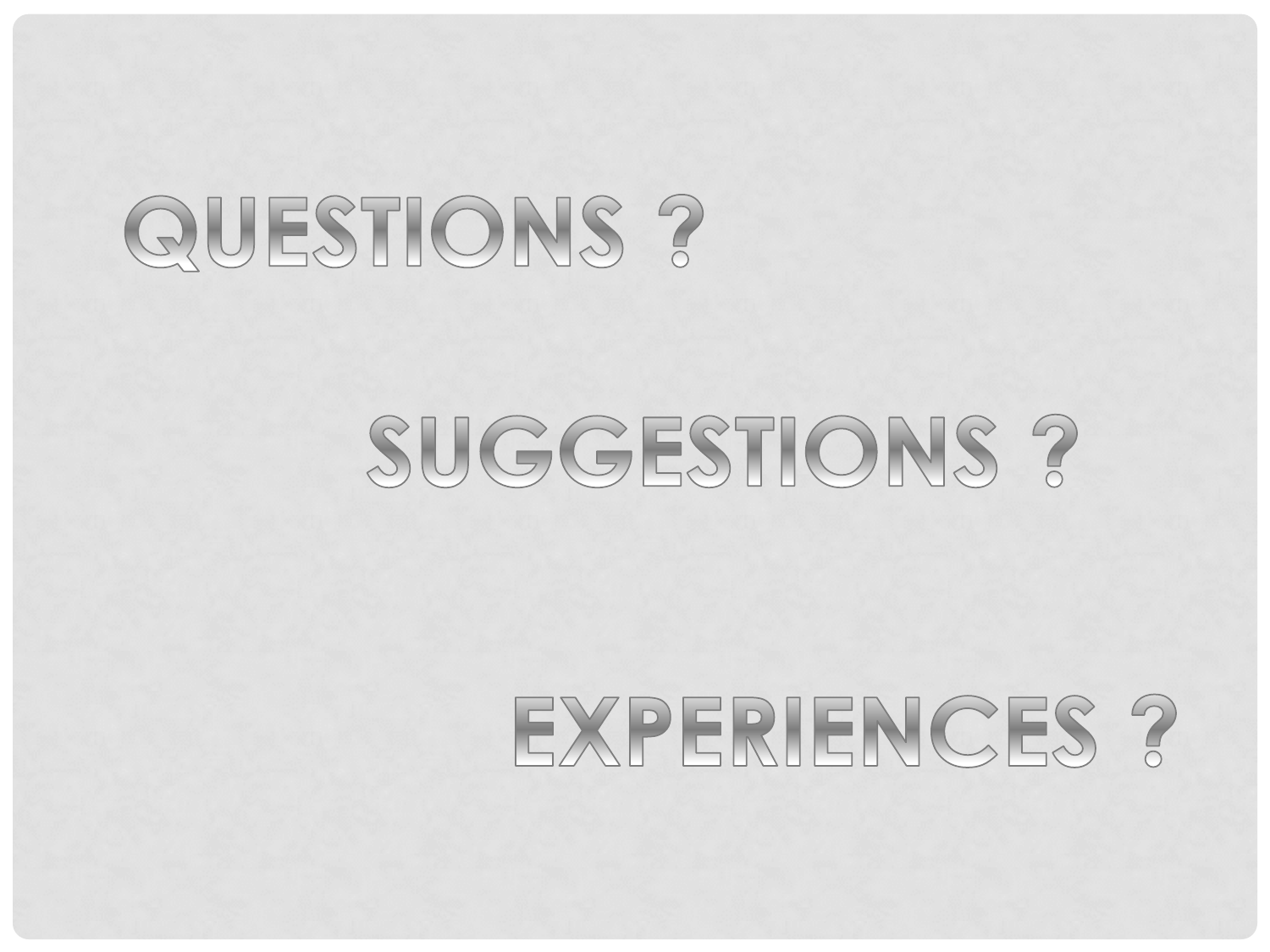# QUESTIONS ?

# SUGGESTIONS ?

# EXPERIENCES ?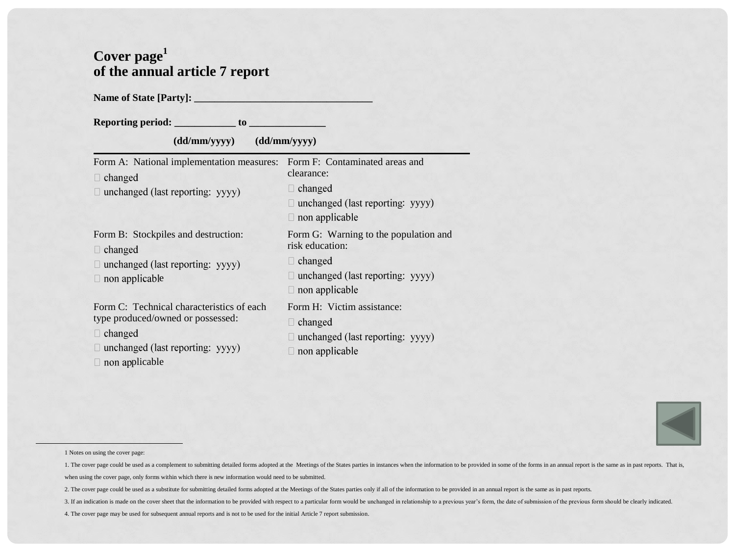# Cover page[1] of the annual article 7 report

**Name of State [Party]: ___________________________________**

**Reporting period: ____________ to _______________**

**(dd/mm/yyyy) (dd/mm/yyyy)**

---

Form A: National implementation measures:

- changed
- unchanged (last reporting: yyyy)

Form B: Stockpiles and destruction:

- changed
- unchanged (last reporting: yyyy)
- non applicable

Form C: Technical characteristics of each type produced/owned or possessed:

- changed
- unchanged (last reporting: yyyy)
- non applicable

Form F: Contaminated areas and clearance:

- changed
- unchanged (last reporting: yyyy)
- non applicable

Form G: Warning to the population and risk education:

- changed
- unchanged (last reporting: yyyy)
- non applicable

Form H: Victim assistance:

- changed
- unchanged (last reporting: yyyy)
- non applicable

---

1 Notes on using the cover page:

1. The cover page could be used as a complement to submitting detailed forms adopted at the Meetings of the States parties in instances when the information to be provided in some of the forms in an annual report is the same as in past reports. That is, when using the cover page, only forms within which there is new information would need to be submitted.

2. The cover page could be used as a substitute for submitting detailed forms adopted at the Meetings of the States parties only if all of the information to be provided in an annual report is the same as in past reports.

3. If an indication is made on the cover sheet that the information to be provided with respect to a particular form would be unchanged in relationship to a previous year's form, the date of submission of the previous form should be clearly indicated.

4. The cover page may be used for subsequent annual reports and is not to be used for the initial Article 7 report submission.